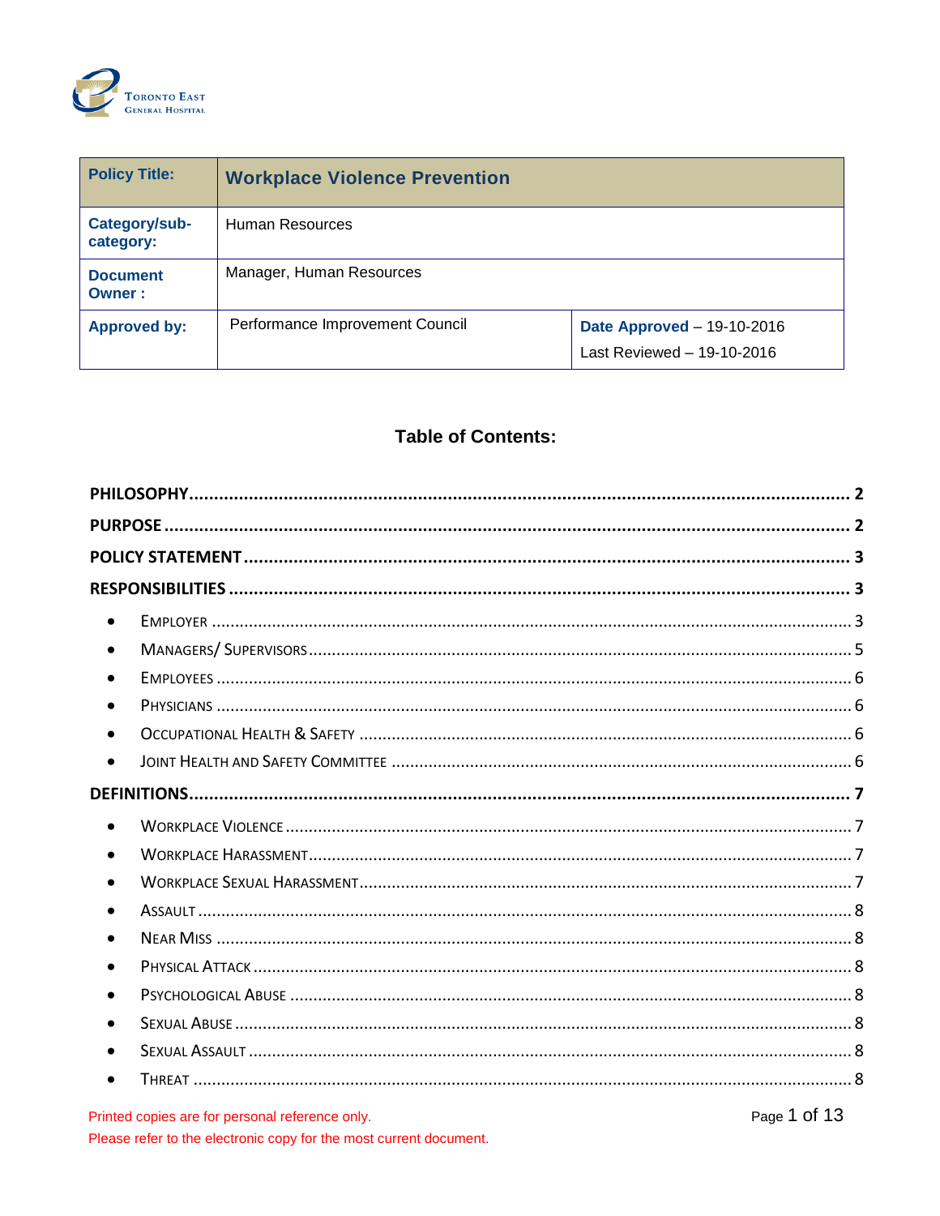Toronto East General Hospital

| Policy Title: | Workplace Violence Prevention | |
| --- | --- | --- |
| Category/sub-category: | Human Resources | |
| Document Owner : | Manager, Human Resources | |
| Approved by: | Performance Improvement Council | **Date Approved** – 19-10-2016<br>Last Reviewed – 19-10-2016 |

## Table of Contents:

**PHILOSOPHY** ........ **2**

**PURPOSE** ........ **2**

**POLICY STATEMENT** ........ **3**

**RESPONSIBILITIES** ........ **3**

- Employer ........ 3
- Managers/ Supervisors ........ 5
- Employees ........ 6
- Physicians ........ 6
- Occupational Health & Safety ........ 6
- Joint Health and Safety Committee ........ 6

**DEFINITIONS** ........ **7**

- Workplace Violence ........ 7
- Workplace Harassment ........ 7
- Workplace Sexual Harassment ........ 7
- Assault ........ 8
- Near Miss ........ 8
- Physical Attack ........ 8
- Psychological Abuse ........ 8
- Sexual Abuse ........ 8
- Sexual Assault ........ 8
- Threat ........ 8

Printed copies are for personal reference only.
Please refer to the electronic copy for the most current document.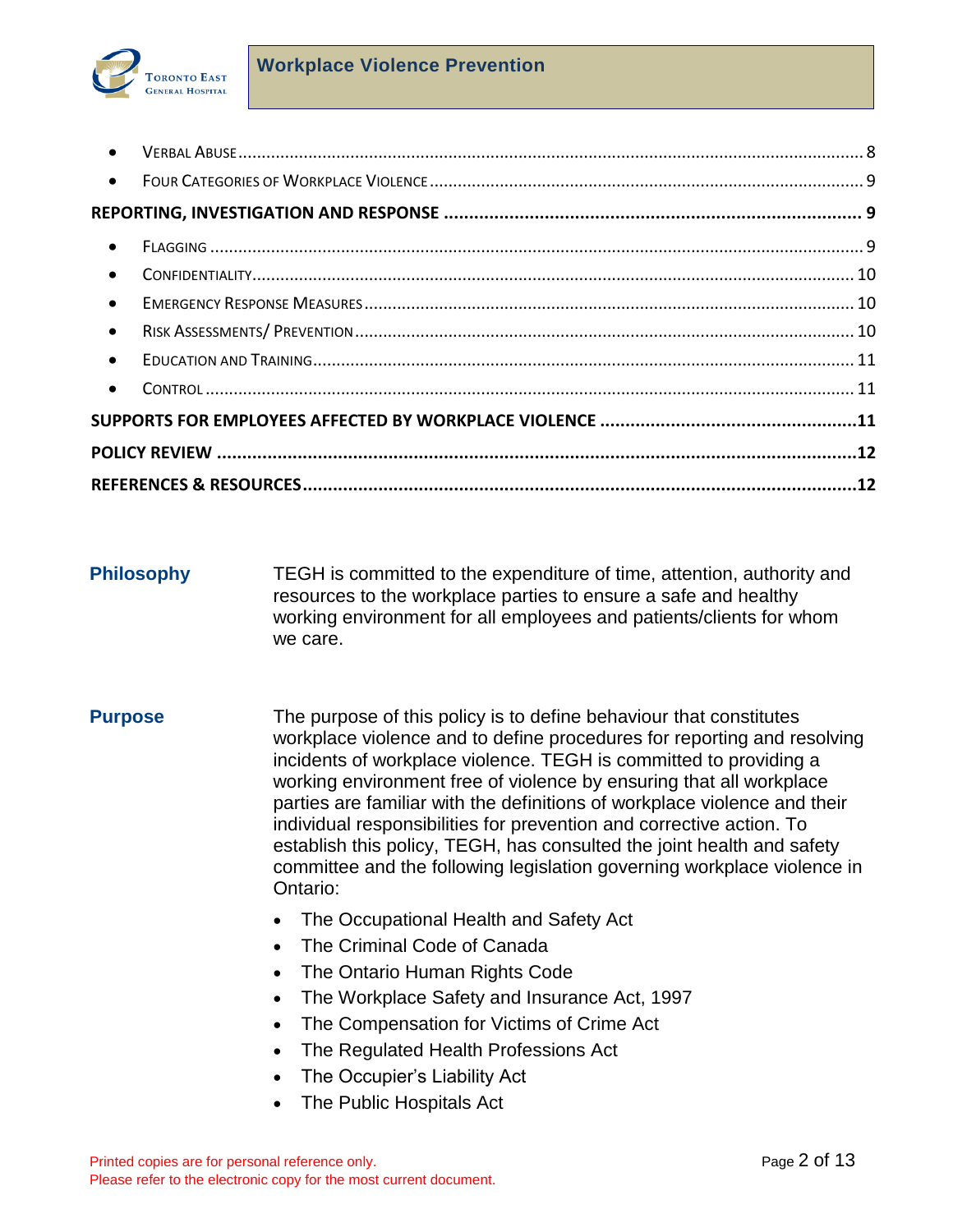- Verbal Abuse ..... 8
- Four Categories of Workplace Violence ..... 9

**REPORTING, INVESTIGATION AND RESPONSE ..... 9**

- Flagging ..... 9
- Confidentiality ..... 10
- Emergency Response Measures ..... 10
- Risk Assessments/ Prevention ..... 10
- Education and Training ..... 11
- Control ..... 11

**SUPPORTS FOR EMPLOYEES AFFECTED BY WORKPLACE VIOLENCE ..... 11**

**POLICY REVIEW ..... 12**

**REFERENCES & RESOURCES ..... 12**

## Philosophy

TEGH is committed to the expenditure of time, attention, authority and resources to the workplace parties to ensure a safe and healthy working environment for all employees and patients/clients for whom we care.

## Purpose

The purpose of this policy is to define behaviour that constitutes workplace violence and to define procedures for reporting and resolving incidents of workplace violence. TEGH is committed to providing a working environment free of violence by ensuring that all workplace parties are familiar with the definitions of workplace violence and their individual responsibilities for prevention and corrective action. To establish this policy, TEGH, has consulted the joint health and safety committee and the following legislation governing workplace violence in Ontario:

- The Occupational Health and Safety Act
- The Criminal Code of Canada
- The Ontario Human Rights Code
- The Workplace Safety and Insurance Act, 1997
- The Compensation for Victims of Crime Act
- The Regulated Health Professions Act
- The Occupier's Liability Act
- The Public Hospitals Act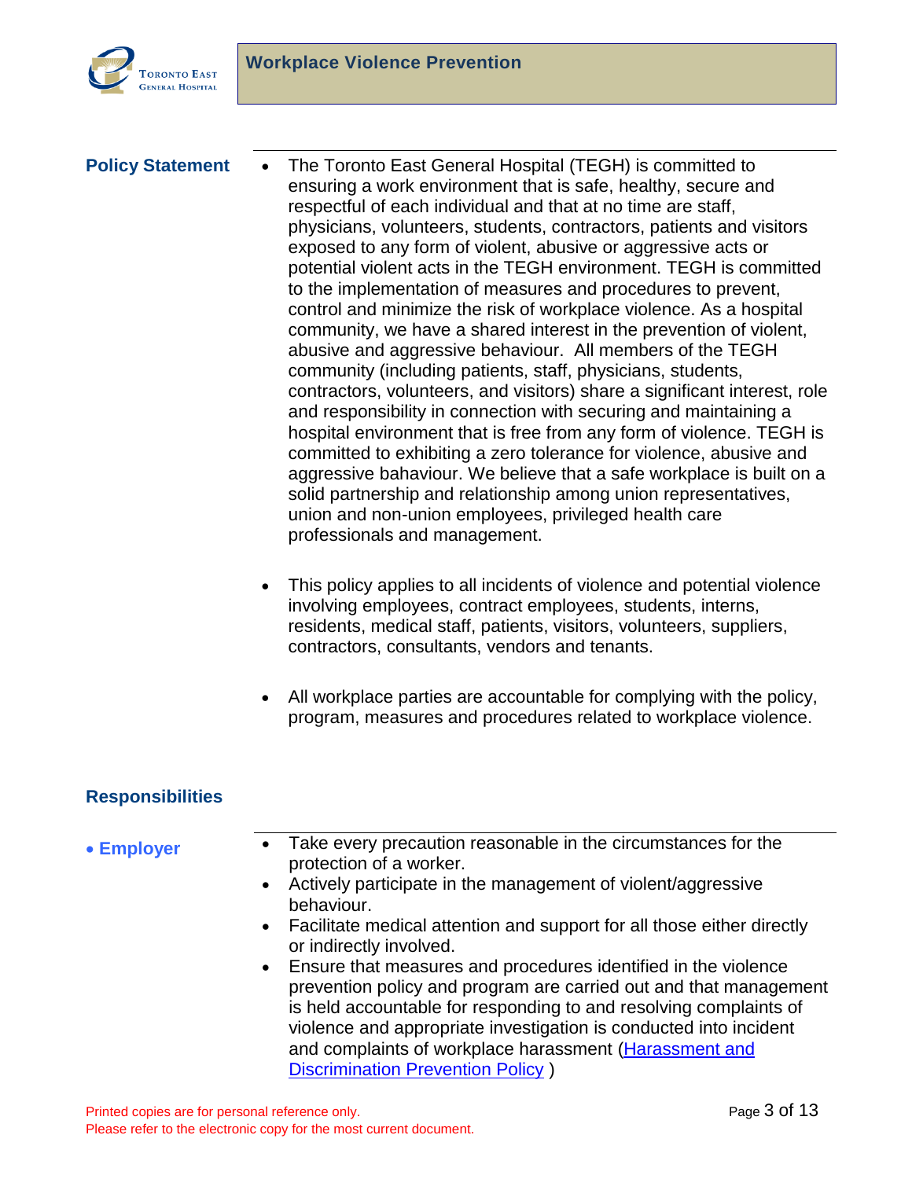## Policy Statement

- The Toronto East General Hospital (TEGH) is committed to ensuring a work environment that is safe, healthy, secure and respectful of each individual and that at no time are staff, physicians, volunteers, students, contractors, patients and visitors exposed to any form of violent, abusive or aggressive acts or potential violent acts in the TEGH environment. TEGH is committed to the implementation of measures and procedures to prevent, control and minimize the risk of workplace violence. As a hospital community, we have a shared interest in the prevention of violent, abusive and aggressive behaviour. All members of the TEGH community (including patients, staff, physicians, students, contractors, volunteers, and visitors) share a significant interest, role and responsibility in connection with securing and maintaining a hospital environment that is free from any form of violence. TEGH is committed to exhibiting a zero tolerance for violence, abusive and aggressive bahaviour. We believe that a safe workplace is built on a solid partnership and relationship among union representatives, union and non-union employees, privileged health care professionals and management.

- This policy applies to all incidents of violence and potential violence involving employees, contract employees, students, interns, residents, medical staff, patients, visitors, volunteers, suppliers, contractors, consultants, vendors and tenants.

- All workplace parties are accountable for complying with the policy, program, measures and procedures related to workplace violence.

## Responsibilities

- **Employer**
  - Take every precaution reasonable in the circumstances for the protection of a worker.
  - Actively participate in the management of violent/aggressive behaviour.
  - Facilitate medical attention and support for all those either directly or indirectly involved.
  - Ensure that measures and procedures identified in the violence prevention policy and program are carried out and that management is held accountable for responding to and resolving complaints of violence and appropriate investigation is conducted into incident and complaints of workplace harassment (Harassment and Discrimination Prevention Policy )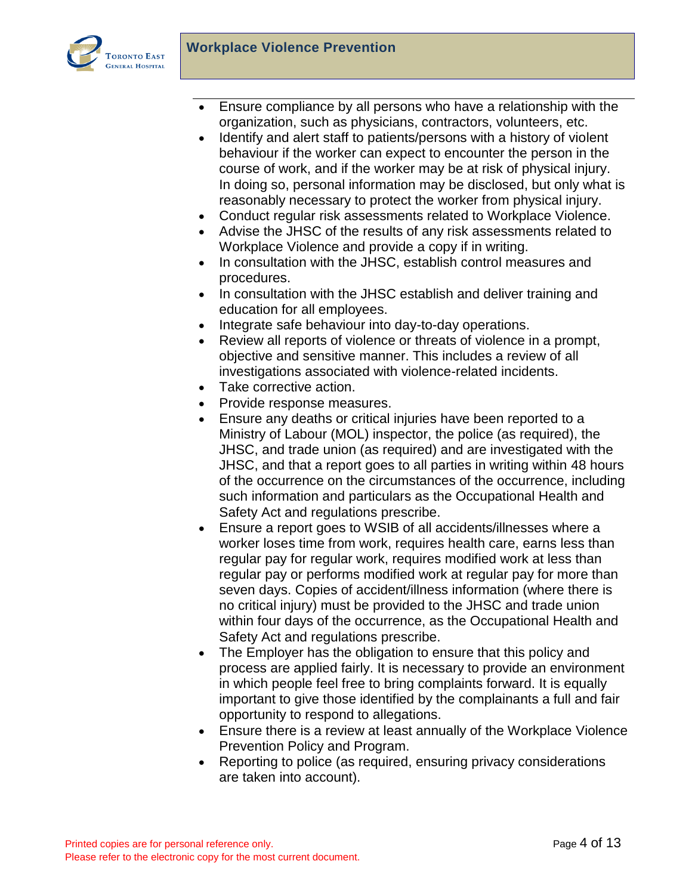- Ensure compliance by all persons who have a relationship with the organization, such as physicians, contractors, volunteers, etc.
- Identify and alert staff to patients/persons with a history of violent behaviour if the worker can expect to encounter the person in the course of work, and if the worker may be at risk of physical injury. In doing so, personal information may be disclosed, but only what is reasonably necessary to protect the worker from physical injury.
- Conduct regular risk assessments related to Workplace Violence.
- Advise the JHSC of the results of any risk assessments related to Workplace Violence and provide a copy if in writing.
- In consultation with the JHSC, establish control measures and procedures.
- In consultation with the JHSC establish and deliver training and education for all employees.
- Integrate safe behaviour into day-to-day operations.
- Review all reports of violence or threats of violence in a prompt, objective and sensitive manner. This includes a review of all investigations associated with violence-related incidents.
- Take corrective action.
- Provide response measures.
- Ensure any deaths or critical injuries have been reported to a Ministry of Labour (MOL) inspector, the police (as required), the JHSC, and trade union (as required) and are investigated with the JHSC, and that a report goes to all parties in writing within 48 hours of the occurrence on the circumstances of the occurrence, including such information and particulars as the Occupational Health and Safety Act and regulations prescribe.
- Ensure a report goes to WSIB of all accidents/illnesses where a worker loses time from work, requires health care, earns less than regular pay for regular work, requires modified work at less than regular pay or performs modified work at regular pay for more than seven days. Copies of accident/illness information (where there is no critical injury) must be provided to the JHSC and trade union within four days of the occurrence, as the Occupational Health and Safety Act and regulations prescribe.
- The Employer has the obligation to ensure that this policy and process are applied fairly. It is necessary to provide an environment in which people feel free to bring complaints forward. It is equally important to give those identified by the complainants a full and fair opportunity to respond to allegations.
- Ensure there is a review at least annually of the Workplace Violence Prevention Policy and Program.
- Reporting to police (as required, ensuring privacy considerations are taken into account).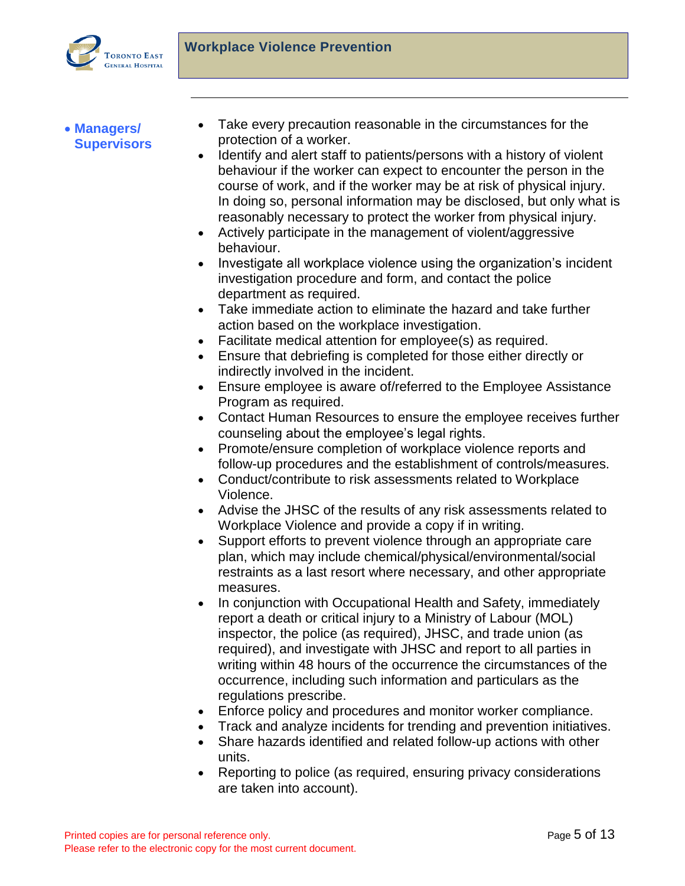- **Managers/ Supervisors**

  - Take every precaution reasonable in the circumstances for the protection of a worker.
  - Identify and alert staff to patients/persons with a history of violent behaviour if the worker can expect to encounter the person in the course of work, and if the worker may be at risk of physical injury. In doing so, personal information may be disclosed, but only what is reasonably necessary to protect the worker from physical injury.
  - Actively participate in the management of violent/aggressive behaviour.
  - Investigate all workplace violence using the organization's incident investigation procedure and form, and contact the police department as required.
  - Take immediate action to eliminate the hazard and take further action based on the workplace investigation.
  - Facilitate medical attention for employee(s) as required.
  - Ensure that debriefing is completed for those either directly or indirectly involved in the incident.
  - Ensure employee is aware of/referred to the Employee Assistance Program as required.
  - Contact Human Resources to ensure the employee receives further counseling about the employee's legal rights.
  - Promote/ensure completion of workplace violence reports and follow-up procedures and the establishment of controls/measures.
  - Conduct/contribute to risk assessments related to Workplace Violence.
  - Advise the JHSC of the results of any risk assessments related to Workplace Violence and provide a copy if in writing.
  - Support efforts to prevent violence through an appropriate care plan, which may include chemical/physical/environmental/social restraints as a last resort where necessary, and other appropriate measures.
  - In conjunction with Occupational Health and Safety, immediately report a death or critical injury to a Ministry of Labour (MOL) inspector, the police (as required), JHSC, and trade union (as required), and investigate with JHSC and report to all parties in writing within 48 hours of the occurrence the circumstances of the occurrence, including such information and particulars as the regulations prescribe.
  - Enforce policy and procedures and monitor worker compliance.
  - Track and analyze incidents for trending and prevention initiatives.
  - Share hazards identified and related follow-up actions with other units.
  - Reporting to police (as required, ensuring privacy considerations are taken into account).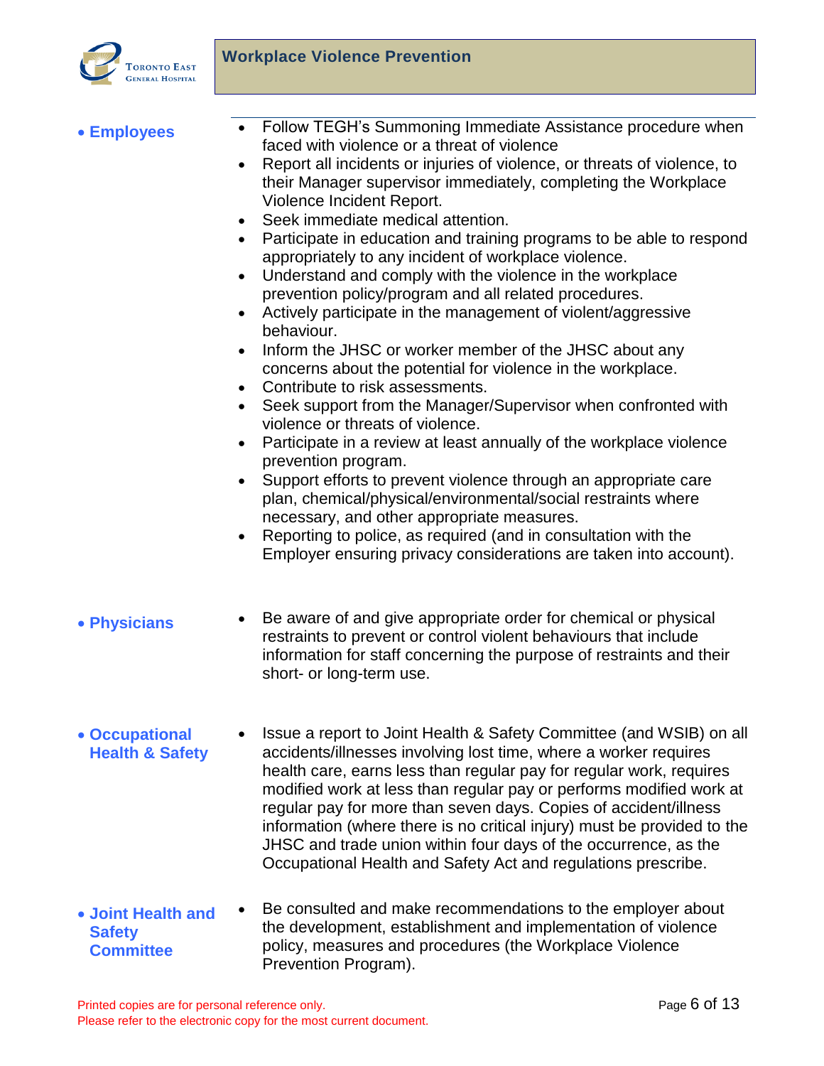**Employees**

- Follow TEGH's Summoning Immediate Assistance procedure when faced with violence or a threat of violence
- Report all incidents or injuries of violence, or threats of violence, to their Manager supervisor immediately, completing the Workplace Violence Incident Report.
- Seek immediate medical attention.
- Participate in education and training programs to be able to respond appropriately to any incident of workplace violence.
- Understand and comply with the violence in the workplace prevention policy/program and all related procedures.
- Actively participate in the management of violent/aggressive behaviour.
- Inform the JHSC or worker member of the JHSC about any concerns about the potential for violence in the workplace.
- Contribute to risk assessments.
- Seek support from the Manager/Supervisor when confronted with violence or threats of violence.
- Participate in a review at least annually of the workplace violence prevention program.
- Support efforts to prevent violence through an appropriate care plan, chemical/physical/environmental/social restraints where necessary, and other appropriate measures.
- Reporting to police, as required (and in consultation with the Employer ensuring privacy considerations are taken into account).

**Physicians**

- Be aware of and give appropriate order for chemical or physical restraints to prevent or control violent behaviours that include information for staff concerning the purpose of restraints and their short- or long-term use.

**Occupational Health & Safety**

- Issue a report to Joint Health & Safety Committee (and WSIB) on all accidents/illnesses involving lost time, where a worker requires health care, earns less than regular pay for regular work, requires modified work at less than regular pay or performs modified work at regular pay for more than seven days. Copies of accident/illness information (where there is no critical injury) must be provided to the JHSC and trade union within four days of the occurrence, as the Occupational Health and Safety Act and regulations prescribe.

**Joint Health and Safety Committee**

- Be consulted and make recommendations to the employer about the development, establishment and implementation of violence policy, measures and procedures (the Workplace Violence Prevention Program).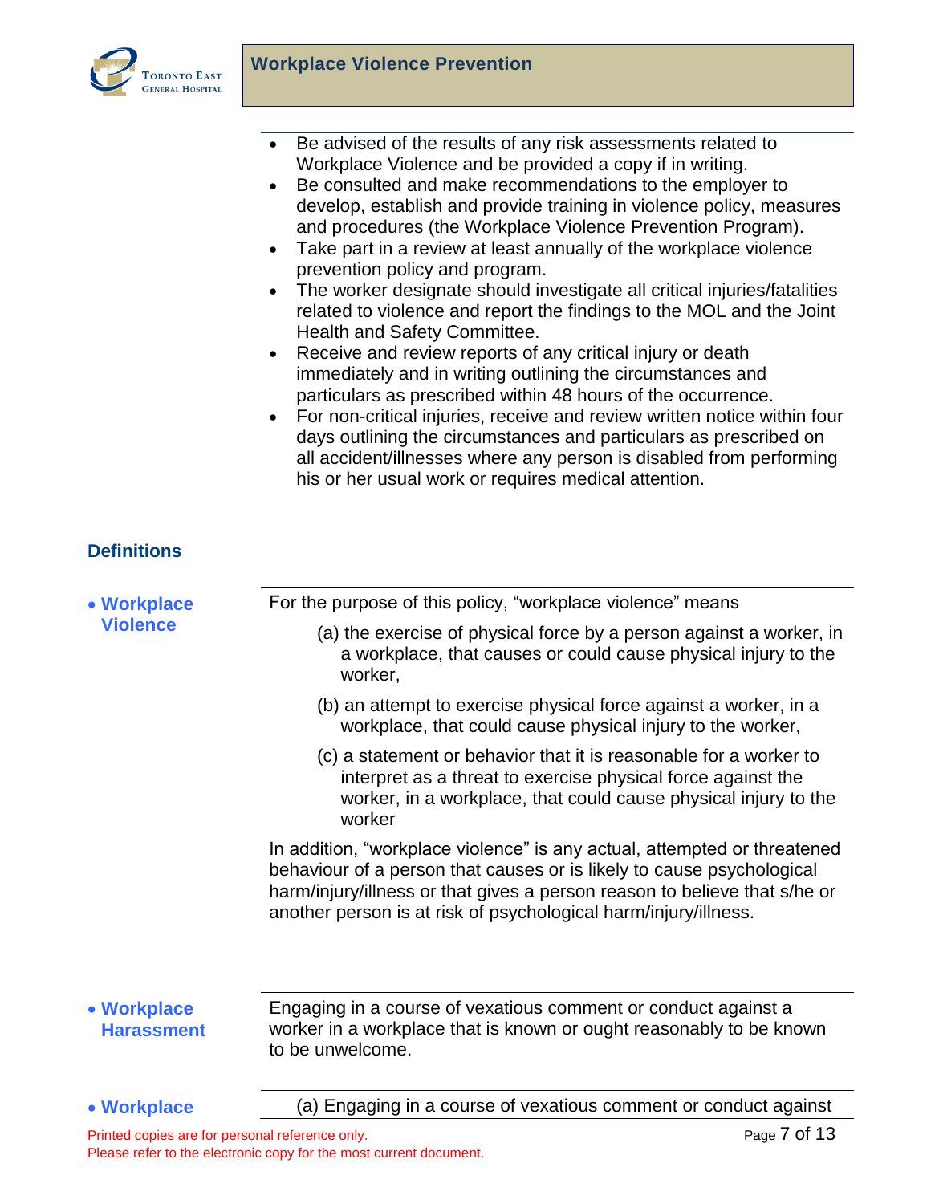- Be advised of the results of any risk assessments related to Workplace Violence and be provided a copy if in writing.
- Be consulted and make recommendations to the employer to develop, establish and provide training in violence policy, measures and procedures (the Workplace Violence Prevention Program).
- Take part in a review at least annually of the workplace violence prevention policy and program.
- The worker designate should investigate all critical injuries/fatalities related to violence and report the findings to the MOL and the Joint Health and Safety Committee.
- Receive and review reports of any critical injury or death immediately and in writing outlining the circumstances and particulars as prescribed within 48 hours of the occurrence.
- For non-critical injuries, receive and review written notice within four days outlining the circumstances and particulars as prescribed on all accident/illnesses where any person is disabled from performing his or her usual work or requires medical attention.

## Definitions

**Workplace Violence**

For the purpose of this policy, "workplace violence" means

(a) the exercise of physical force by a person against a worker, in a workplace, that causes or could cause physical injury to the worker,

(b) an attempt to exercise physical force against a worker, in a workplace, that could cause physical injury to the worker,

(c) a statement or behavior that it is reasonable for a worker to interpret as a threat to exercise physical force against the worker, in a workplace, that could cause physical injury to the worker

In addition, "workplace violence" is any actual, attempted or threatened behaviour of a person that causes or is likely to cause psychological harm/injury/illness or that gives a person reason to believe that s/he or another person is at risk of psychological harm/injury/illness.

**Workplace Harassment**

Engaging in a course of vexatious comment or conduct against a worker in a workplace that is known or ought reasonably to be known to be unwelcome.

**Workplace**

(a) Engaging in a course of vexatious comment or conduct against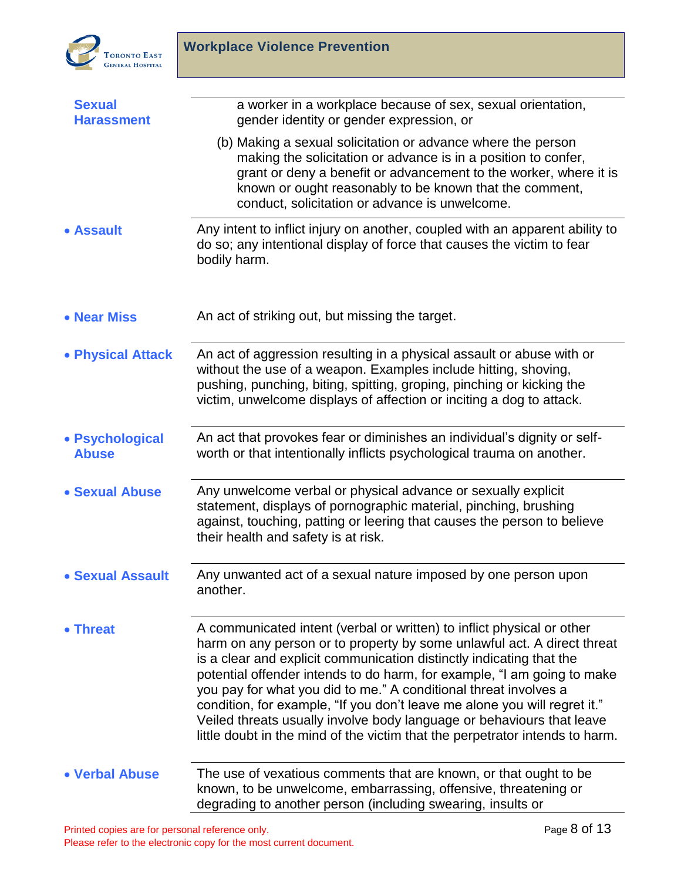| Term | Definition |
|---|---|
| **Sexual Harassment** | a worker in a workplace because of sex, sexual orientation, gender identity or gender expression, or<br>(b) Making a sexual solicitation or advance where the person making the solicitation or advance is in a position to confer, grant or deny a benefit or advancement to the worker, where it is known or ought reasonably to be known that the comment, conduct, solicitation or advance is unwelcome. |
| • **Assault** | Any intent to inflict injury on another, coupled with an apparent ability to do so; any intentional display of force that causes the victim to fear bodily harm. |
| • **Near Miss** | An act of striking out, but missing the target. |
| • **Physical Attack** | An act of aggression resulting in a physical assault or abuse with or without the use of a weapon. Examples include hitting, shoving, pushing, punching, biting, spitting, groping, pinching or kicking the victim, unwelcome displays of affection or inciting a dog to attack. |
| • **Psychological Abuse** | An act that provokes fear or diminishes an individual's dignity or self-worth or that intentionally inflicts psychological trauma on another. |
| • **Sexual Abuse** | Any unwelcome verbal or physical advance or sexually explicit statement, displays of pornographic material, pinching, brushing against, touching, patting or leering that causes the person to believe their health and safety is at risk. |
| • **Sexual Assault** | Any unwanted act of a sexual nature imposed by one person upon another. |
| • **Threat** | A communicated intent (verbal or written) to inflict physical or other harm on any person or to property by some unlawful act. A direct threat is a clear and explicit communication distinctly indicating that the potential offender intends to do harm, for example, "I am going to make you pay for what you did to me." A conditional threat involves a condition, for example, "If you don't leave me alone you will regret it." Veiled threats usually involve body language or behaviours that leave little doubt in the mind of the victim that the perpetrator intends to harm. |
| • **Verbal Abuse** | The use of vexatious comments that are known, or that ought to be known, to be unwelcome, embarrassing, offensive, threatening or degrading to another person (including swearing, insults or |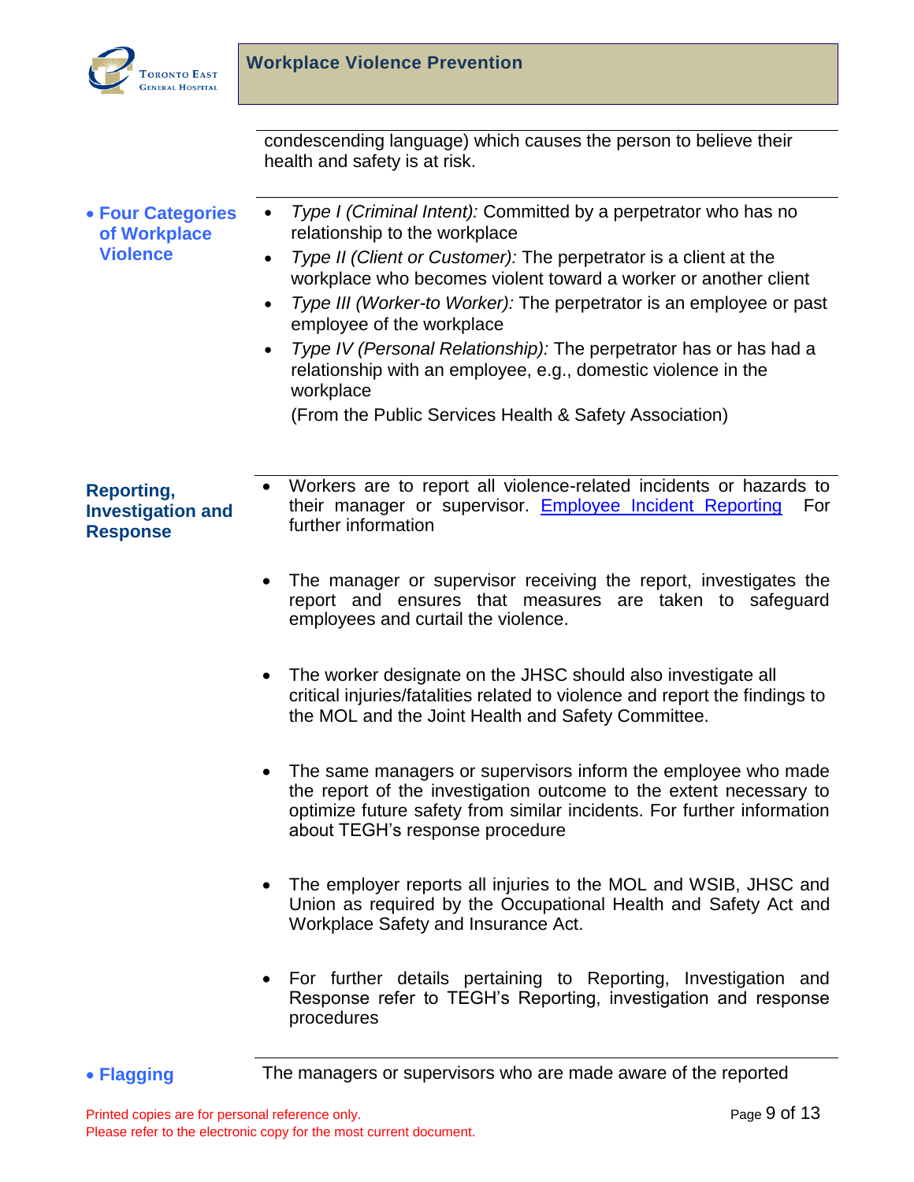condescending language) which causes the person to believe their health and safety is at risk.

**Four Categories of Workplace Violence**

- *Type I (Criminal Intent):* Committed by a perpetrator who has no relationship to the workplace
- *Type II (Client or Customer):* The perpetrator is a client at the workplace who becomes violent toward a worker or another client
- *Type III (Worker-to Worker):* The perpetrator is an employee or past employee of the workplace
- *Type IV (Personal Relationship):* The perpetrator has or has had a relationship with an employee, e.g., domestic violence in the workplace

  (From the Public Services Health & Safety Association)

**Reporting, Investigation and Response**

- Workers are to report all violence-related incidents or hazards to their manager or supervisor. Employee Incident Reporting For further information
- The manager or supervisor receiving the report, investigates the report and ensures that measures are taken to safeguard employees and curtail the violence.
- The worker designate on the JHSC should also investigate all critical injuries/fatalities related to violence and report the findings to the MOL and the Joint Health and Safety Committee.
- The same managers or supervisors inform the employee who made the report of the investigation outcome to the extent necessary to optimize future safety from similar incidents. For further information about TEGH's response procedure
- The employer reports all injuries to the MOL and WSIB, JHSC and Union as required by the Occupational Health and Safety Act and Workplace Safety and Insurance Act.
- For further details pertaining to Reporting, Investigation and Response refer to TEGH's Reporting, investigation and response procedures

**Flagging**

The managers or supervisors who are made aware of the reported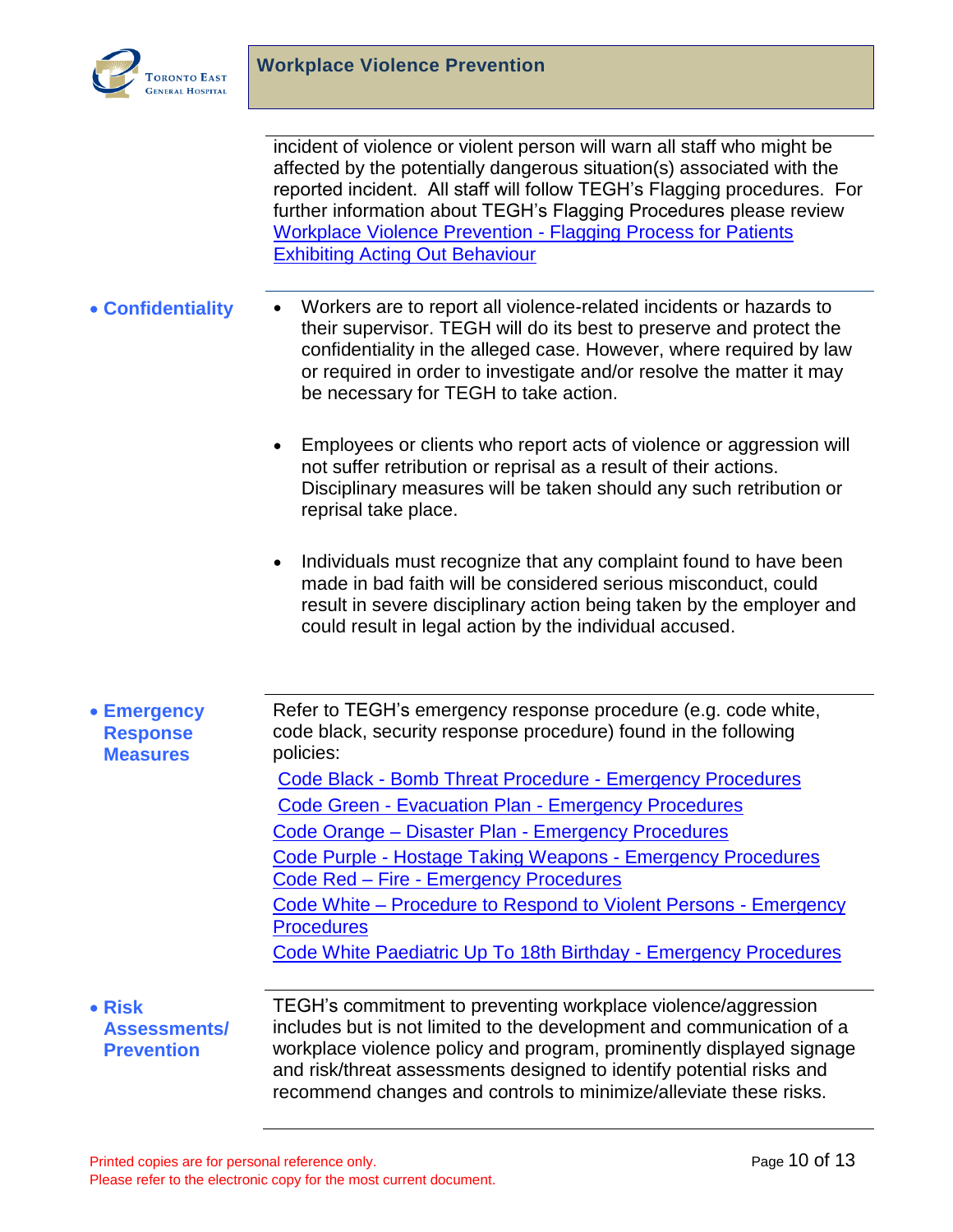incident of violence or violent person will warn all staff who might be affected by the potentially dangerous situation(s) associated with the reported incident. All staff will follow TEGH's Flagging procedures. For further information about TEGH's Flagging Procedures please review Workplace Violence Prevention - Flagging Process for Patients Exhibiting Acting Out Behaviour

- **Confidentiality**

  - Workers are to report all violence-related incidents or hazards to their supervisor. TEGH will do its best to preserve and protect the confidentiality in the alleged case. However, where required by law or required in order to investigate and/or resolve the matter it may be necessary for TEGH to take action.
  - Employees or clients who report acts of violence or aggression will not suffer retribution or reprisal as a result of their actions. Disciplinary measures will be taken should any such retribution or reprisal take place.
  - Individuals must recognize that any complaint found to have been made in bad faith will be considered serious misconduct, could result in severe disciplinary action being taken by the employer and could result in legal action by the individual accused.

- **Emergency Response Measures**

  Refer to TEGH's emergency response procedure (e.g. code white, code black, security response procedure) found in the following policies:

  Code Black - Bomb Threat Procedure - Emergency Procedures
  Code Green - Evacuation Plan - Emergency Procedures
  Code Orange – Disaster Plan - Emergency Procedures
  Code Purple - Hostage Taking Weapons - Emergency Procedures
  Code Red – Fire - Emergency Procedures
  Code White – Procedure to Respond to Violent Persons - Emergency Procedures
  Code White Paediatric Up To 18th Birthday - Emergency Procedures

- **Risk Assessments/ Prevention**

  TEGH's commitment to preventing workplace violence/aggression includes but is not limited to the development and communication of a workplace violence policy and program, prominently displayed signage and risk/threat assessments designed to identify potential risks and recommend changes and controls to minimize/alleviate these risks.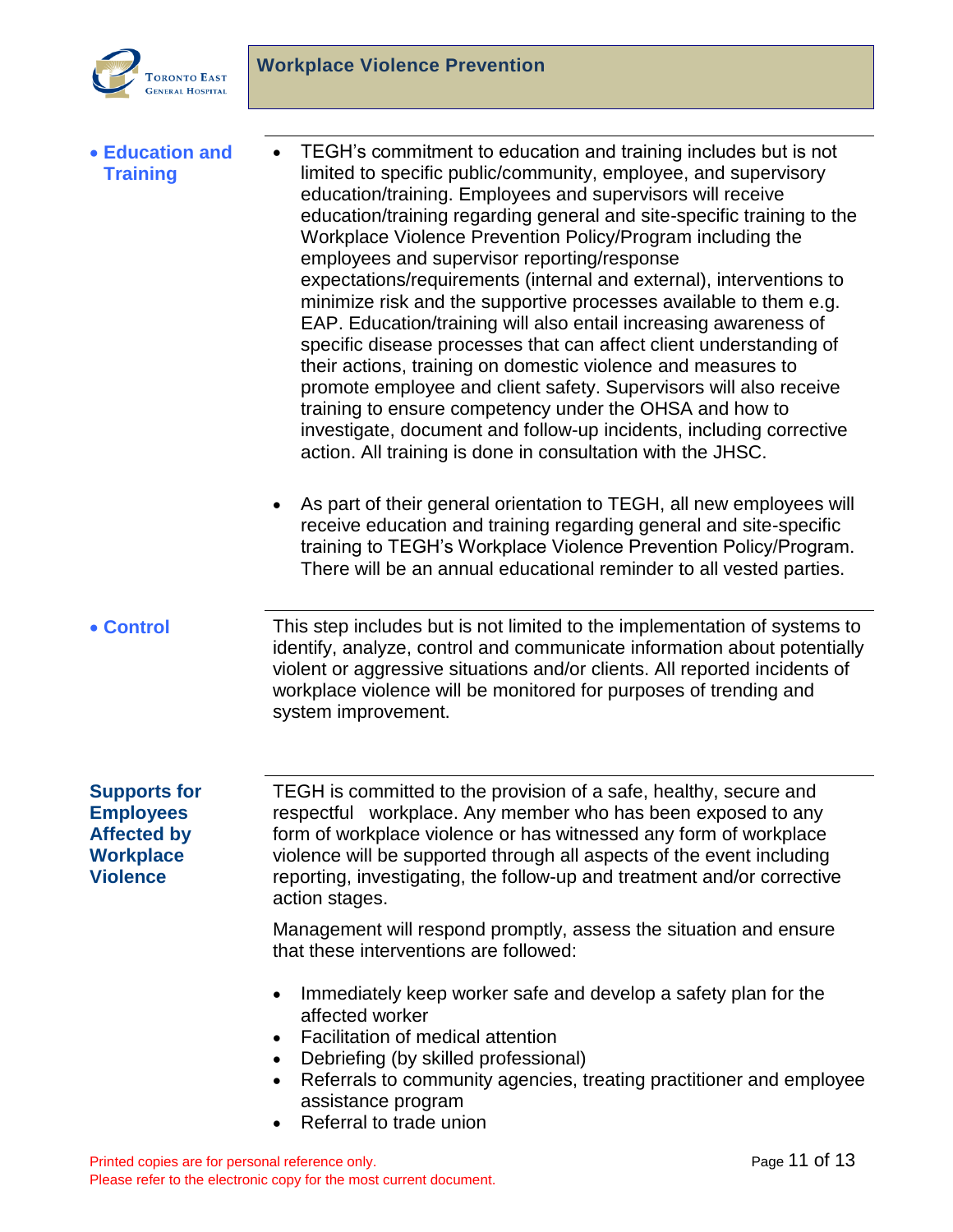- **Education and Training**

  - TEGH's commitment to education and training includes but is not limited to specific public/community, employee, and supervisory education/training. Employees and supervisors will receive education/training regarding general and site-specific training to the Workplace Violence Prevention Policy/Program including the employees and supervisor reporting/response expectations/requirements (internal and external), interventions to minimize risk and the supportive processes available to them e.g. EAP. Education/training will also entail increasing awareness of specific disease processes that can affect client understanding of their actions, training on domestic violence and measures to promote employee and client safety. Supervisors will also receive training to ensure competency under the OHSA and how to investigate, document and follow-up incidents, including corrective action. All training is done in consultation with the JHSC.

  - As part of their general orientation to TEGH, all new employees will receive education and training regarding general and site-specific training to TEGH's Workplace Violence Prevention Policy/Program. There will be an annual educational reminder to all vested parties.

- **Control**

  This step includes but is not limited to the implementation of systems to identify, analyze, control and communicate information about potentially violent or aggressive situations and/or clients. All reported incidents of workplace violence will be monitored for purposes of trending and system improvement.

## Supports for Employees Affected by Workplace Violence

TEGH is committed to the provision of a safe, healthy, secure and respectful workplace. Any member who has been exposed to any form of workplace violence or has witnessed any form of workplace violence will be supported through all aspects of the event including reporting, investigating, the follow-up and treatment and/or corrective action stages.

Management will respond promptly, assess the situation and ensure that these interventions are followed:

- Immediately keep worker safe and develop a safety plan for the affected worker
- Facilitation of medical attention
- Debriefing (by skilled professional)
- Referrals to community agencies, treating practitioner and employee assistance program
- Referral to trade union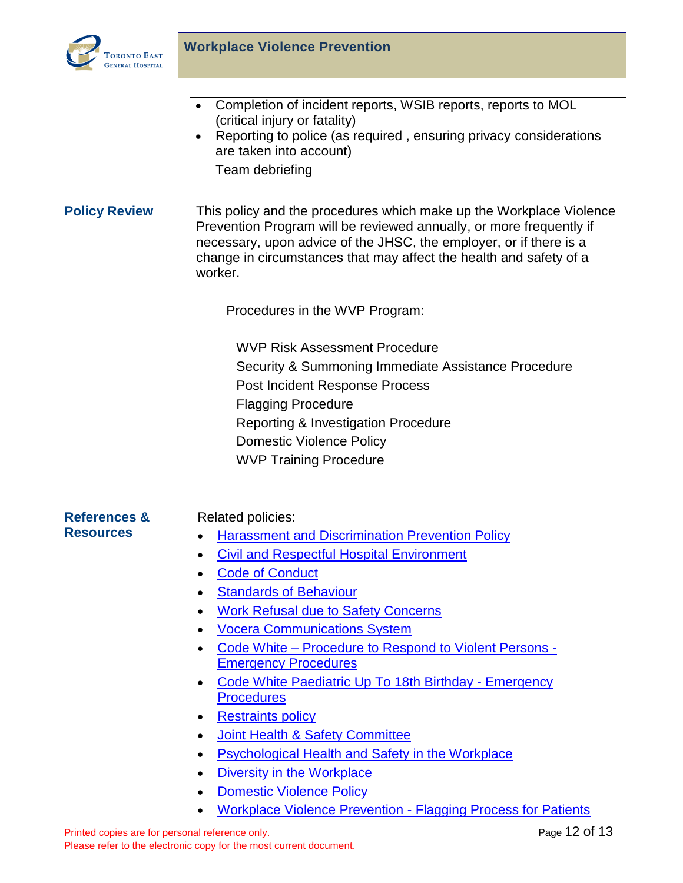- Completion of incident reports, WSIB reports, reports to MOL (critical injury or fatality)
- Reporting to police (as required , ensuring privacy considerations are taken into account)

  Team debriefing

## Policy Review

This policy and the procedures which make up the Workplace Violence Prevention Program will be reviewed annually, or more frequently if necessary, upon advice of the JHSC, the employer, or if there is a change in circumstances that may affect the health and safety of a worker.

Procedures in the WVP Program:

WVP Risk Assessment Procedure
Security & Summoning Immediate Assistance Procedure
Post Incident Response Process
Flagging Procedure
Reporting & Investigation Procedure
Domestic Violence Policy
WVP Training Procedure

## References & Resources

Related policies:

- Harassment and Discrimination Prevention Policy
- Civil and Respectful Hospital Environment
- Code of Conduct
- Standards of Behaviour
- Work Refusal due to Safety Concerns
- Vocera Communications System
- Code White – Procedure to Respond to Violent Persons - Emergency Procedures
- Code White Paediatric Up To 18th Birthday - Emergency Procedures
- Restraints policy
- Joint Health & Safety Committee
- Psychological Health and Safety in the Workplace
- Diversity in the Workplace
- Domestic Violence Policy
- Workplace Violence Prevention - Flagging Process for Patients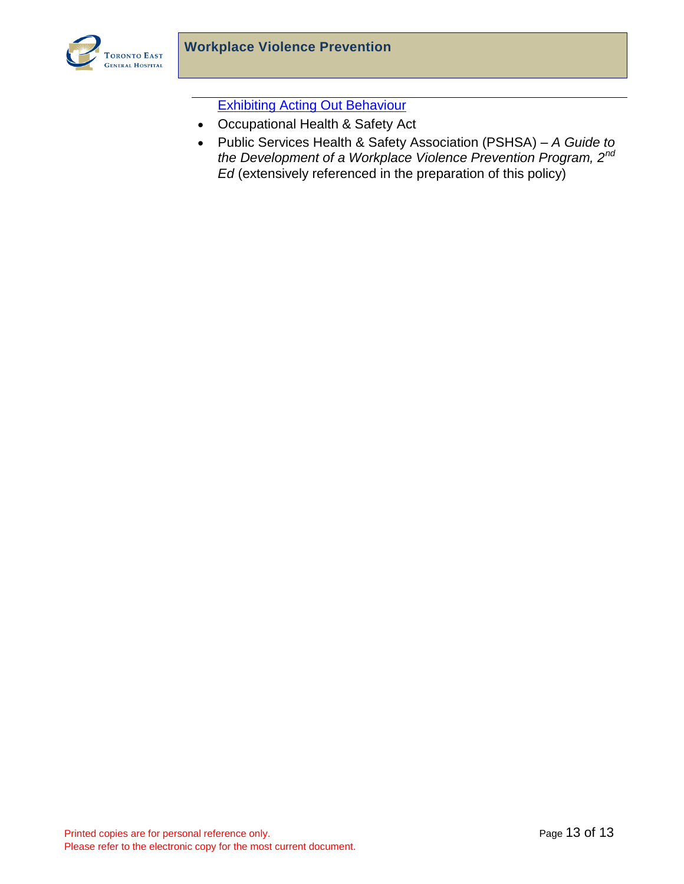Exhibiting Acting Out Behaviour

- Occupational Health & Safety Act
- Public Services Health & Safety Association (PSHSA) – *A Guide to the Development of a Workplace Violence Prevention Program, 2nd Ed* (extensively referenced in the preparation of this policy)